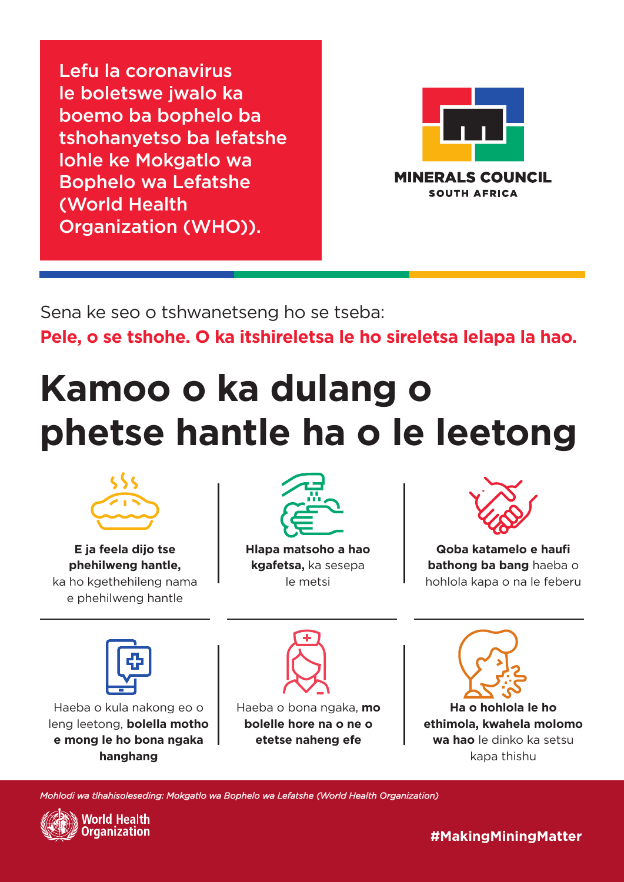Lefu la coronavirus le boletswe jwalo ka boemo ba bophelo ba tshohanyetso ba lefatshe lohle ke Mokgatlo wa Bophelo wa Lefatshe (World Health Organization (WHO)).

MINERALS COUNCIL SOUTH AFRICA

Sena ke seo o tshwanetseng ho se tseba:

**Pele, o se tshohe. O ka itshireletsa le ho sireletsa lelapa la hao.**

# Kamoo o ka dulang o phetse hantle ha o le leetong

**E ja feela dijo tse phehilweng hantle,** ka ho kgethehileng nama e phehilweng hantle

**Hlapa matsoho a hao kgafetsa,** ka sesepa le metsi

**Qoba katamelo e haufi bathong ba bang** haeba o hohlola kapa o na le feberu

Haeba o kula nakong eo o leng leetong, **bolella motho e mong le ho bona ngaka hanghang**

Haeba o bona ngaka, **mo bolelle hore na o ne o etetse naheng efe**

**Ha o hohlola le ho ethimola, kwahela molomo wa hao** le dinko ka setsu kapa thishu

*Mohlodi wa tlhahisoleseding: Mokgatlo wa Bophelo wa Lefatshe (World Health Organization)*

World Health Organization

#MakingMiningMatter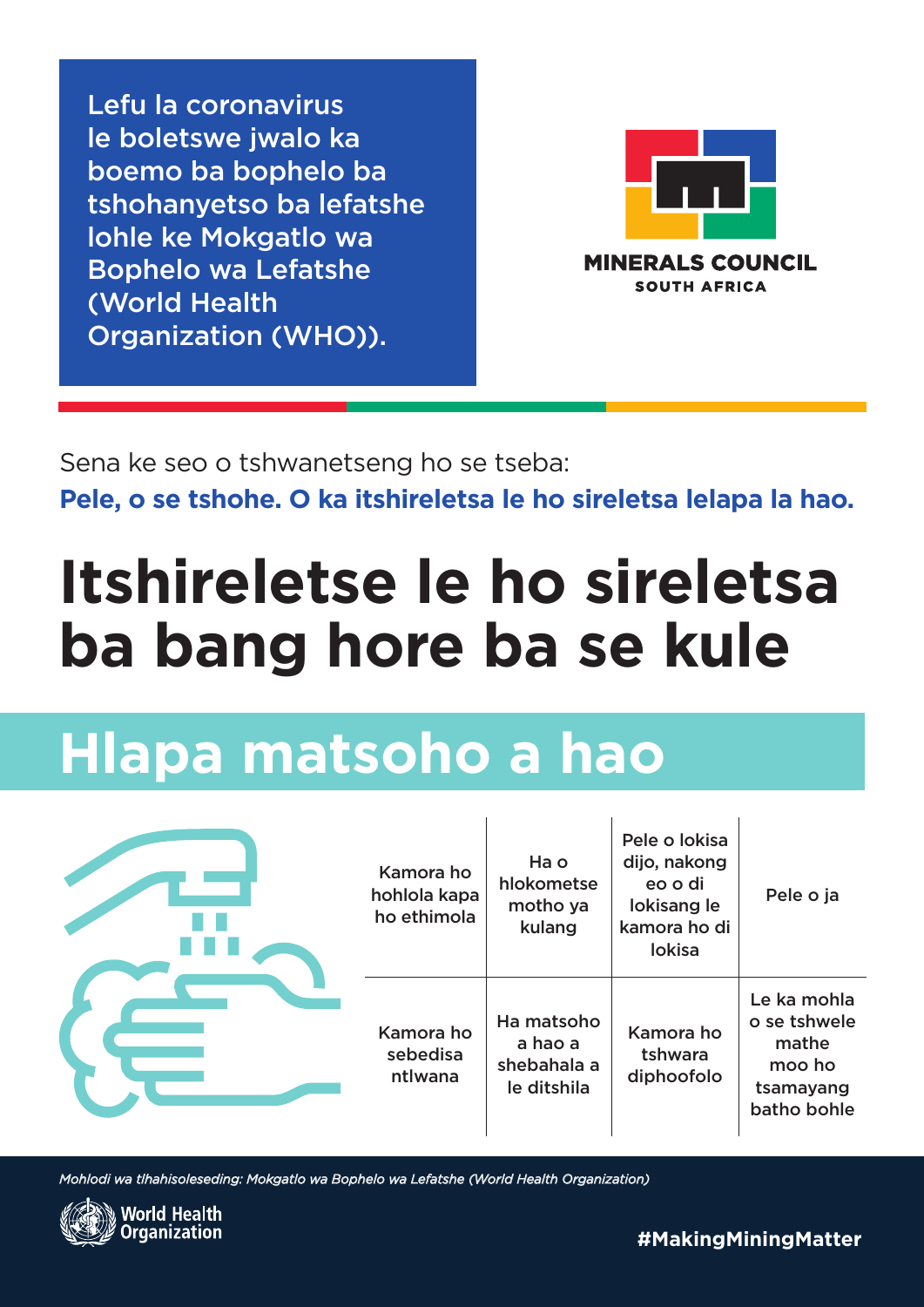Lefu la coronavirus le boletswe jwalo ka boemo ba bophelo ba tshohanyetso ba lefatshe lohle ke Mokgatlo wa Bophelo wa Lefatshe (World Health Organization (WHO)).

MINERALS COUNCIL SOUTH AFRICA

Sena ke seo o tshwanetseng ho se tseba:

**Pele, o se tshohe. O ka itshireletsa le ho sireletsa lelapa la hao.**

# Itshireletse le ho sireletsa ba bang hore ba se kule

## Hlapa matsoho a hao

| | | | |
|---|---|---|---|
| Kamora ho hohlola kapa ho ethimola | Ha o hlokometse motho ya kulang | Pele o lokisa dijo, nakong eo o di lokisang le kamora ho di lokisa | Pele o ja |
| Kamora ho sebedisa ntlwana | Ha matsoho a hao a shebahala a le ditshila | Kamora ho tshwara diphoofolo | Le ka mohla o se tshwele mathe moo ho tsamayang batho bohle |

*Mohlodi wa tlhahisoleseding: Mokgatlo wa Bophelo wa Lefatshe (World Health Organization)*

World Health Organization

#MakingMiningMatter